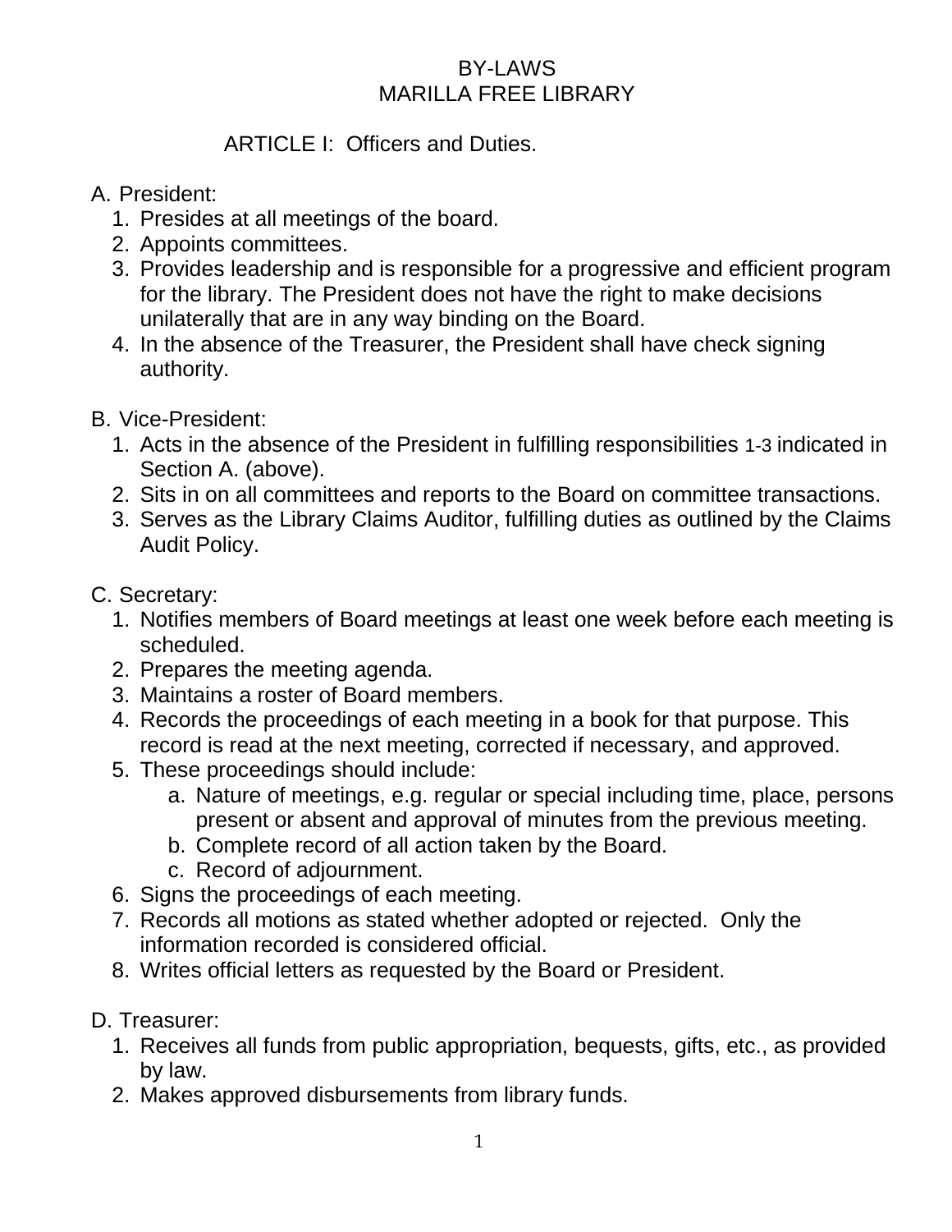# BY-LAWS
# MARILLA FREE LIBRARY

## ARTICLE I: Officers and Duties.

A. President:
   1. Presides at all meetings of the board.
   2. Appoints committees.
   3. Provides leadership and is responsible for a progressive and efficient program for the library. The President does not have the right to make decisions unilaterally that are in any way binding on the Board.
   4. In the absence of the Treasurer, the President shall have check signing authority.

B. Vice-President:
   1. Acts in the absence of the President in fulfilling responsibilities 1-3 indicated in Section A. (above).
   2. Sits in on all committees and reports to the Board on committee transactions.
   3. Serves as the Library Claims Auditor, fulfilling duties as outlined by the Claims Audit Policy.

C. Secretary:
   1. Notifies members of Board meetings at least one week before each meeting is scheduled.
   2. Prepares the meeting agenda.
   3. Maintains a roster of Board members.
   4. Records the proceedings of each meeting in a book for that purpose. This record is read at the next meeting, corrected if necessary, and approved.
   5. These proceedings should include:
      a. Nature of meetings, e.g. regular or special including time, place, persons present or absent and approval of minutes from the previous meeting.
      b. Complete record of all action taken by the Board.
      c. Record of adjournment.
   6. Signs the proceedings of each meeting.
   7. Records all motions as stated whether adopted or rejected. Only the information recorded is considered official.
   8. Writes official letters as requested by the Board or President.

D. Treasurer:
   1. Receives all funds from public appropriation, bequests, gifts, etc., as provided by law.
   2. Makes approved disbursements from library funds.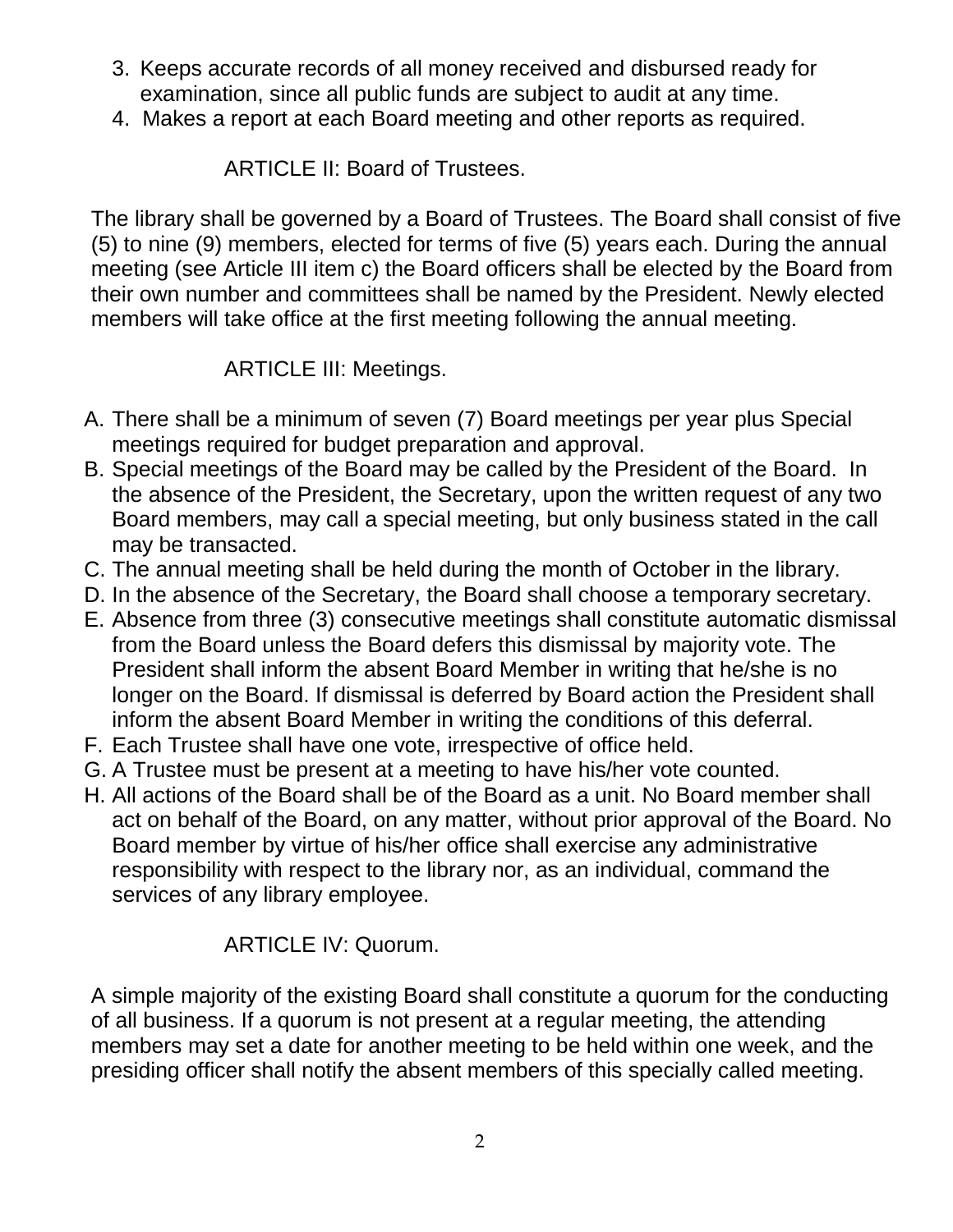3. Keeps accurate records of all money received and disbursed ready for examination, since all public funds are subject to audit at any time.
4. Makes a report at each Board meeting and other reports as required.

## ARTICLE II: Board of Trustees.

The library shall be governed by a Board of Trustees. The Board shall consist of five (5) to nine (9) members, elected for terms of five (5) years each. During the annual meeting (see Article III item c) the Board officers shall be elected by the Board from their own number and committees shall be named by the President. Newly elected members will take office at the first meeting following the annual meeting.

## ARTICLE III: Meetings.

A. There shall be a minimum of seven (7) Board meetings per year plus Special meetings required for budget preparation and approval.
B. Special meetings of the Board may be called by the President of the Board. In the absence of the President, the Secretary, upon the written request of any two Board members, may call a special meeting, but only business stated in the call may be transacted.
C. The annual meeting shall be held during the month of October in the library.
D. In the absence of the Secretary, the Board shall choose a temporary secretary.
E. Absence from three (3) consecutive meetings shall constitute automatic dismissal from the Board unless the Board defers this dismissal by majority vote. The President shall inform the absent Board Member in writing that he/she is no longer on the Board. If dismissal is deferred by Board action the President shall inform the absent Board Member in writing the conditions of this deferral.
F. Each Trustee shall have one vote, irrespective of office held.
G. A Trustee must be present at a meeting to have his/her vote counted.
H. All actions of the Board shall be of the Board as a unit. No Board member shall act on behalf of the Board, on any matter, without prior approval of the Board. No Board member by virtue of his/her office shall exercise any administrative responsibility with respect to the library nor, as an individual, command the services of any library employee.

## ARTICLE IV: Quorum.

A simple majority of the existing Board shall constitute a quorum for the conducting of all business. If a quorum is not present at a regular meeting, the attending members may set a date for another meeting to be held within one week, and the presiding officer shall notify the absent members of this specially called meeting.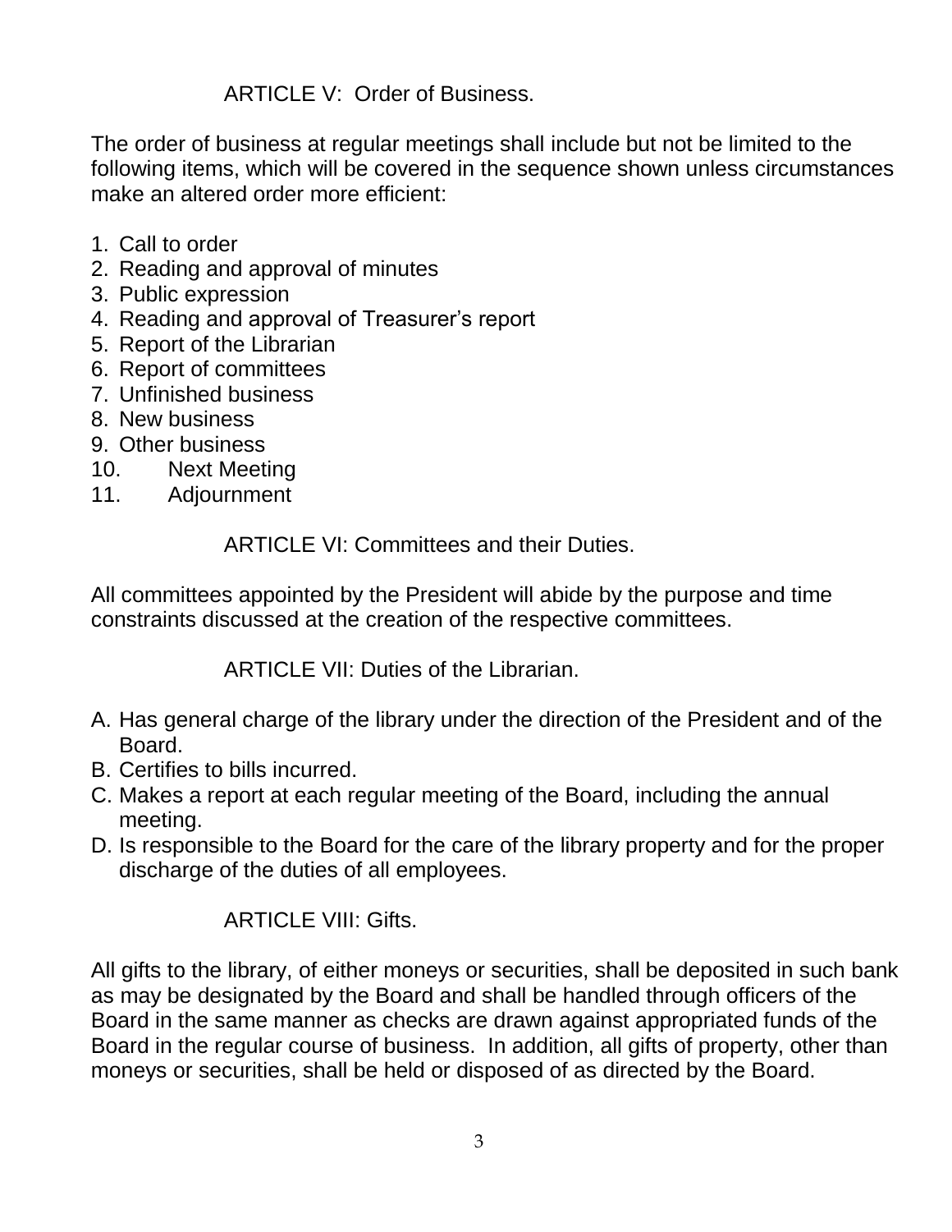## ARTICLE V: Order of Business.

The order of business at regular meetings shall include but not be limited to the following items, which will be covered in the sequence shown unless circumstances make an altered order more efficient:

1. Call to order
2. Reading and approval of minutes
3. Public expression
4. Reading and approval of Treasurer's report
5. Report of the Librarian
6. Report of committees
7. Unfinished business
8. New business
9. Other business
10. Next Meeting
11. Adjournment

## ARTICLE VI: Committees and their Duties.

All committees appointed by the President will abide by the purpose and time constraints discussed at the creation of the respective committees.

## ARTICLE VII: Duties of the Librarian.

A. Has general charge of the library under the direction of the President and of the Board.
B. Certifies to bills incurred.
C. Makes a report at each regular meeting of the Board, including the annual meeting.
D. Is responsible to the Board for the care of the library property and for the proper discharge of the duties of all employees.

## ARTICLE VIII: Gifts.

All gifts to the library, of either moneys or securities, shall be deposited in such bank as may be designated by the Board and shall be handled through officers of the Board in the same manner as checks are drawn against appropriated funds of the Board in the regular course of business. In addition, all gifts of property, other than moneys or securities, shall be held or disposed of as directed by the Board.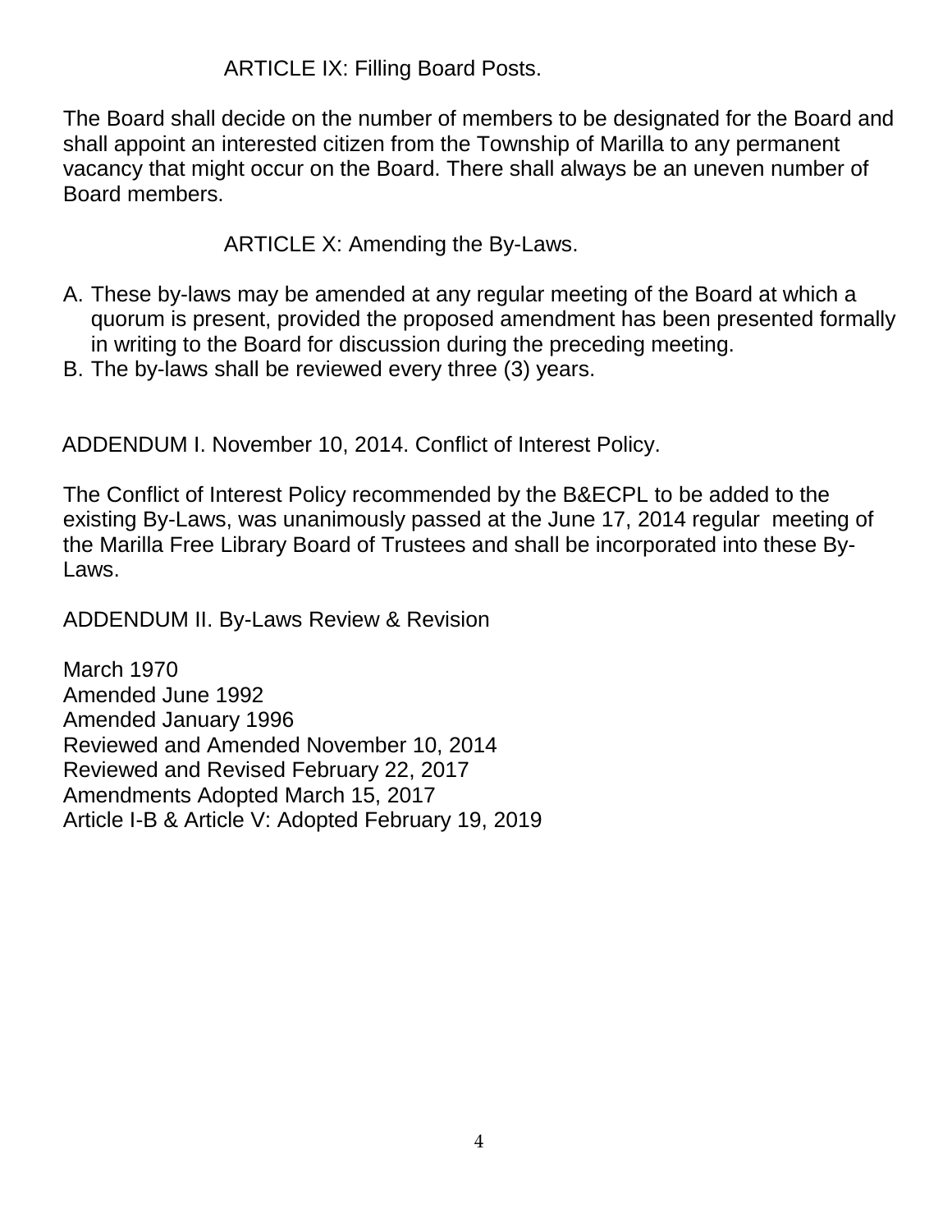## ARTICLE IX: Filling Board Posts.

The Board shall decide on the number of members to be designated for the Board and shall appoint an interested citizen from the Township of Marilla to any permanent vacancy that might occur on the Board. There shall always be an uneven number of Board members.

## ARTICLE X: Amending the By-Laws.

A. These by-laws may be amended at any regular meeting of the Board at which a quorum is present, provided the proposed amendment has been presented formally in writing to the Board for discussion during the preceding meeting.
B. The by-laws shall be reviewed every three (3) years.

ADDENDUM I. November 10, 2014. Conflict of Interest Policy.

The Conflict of Interest Policy recommended by the B&ECPL to be added to the existing By-Laws, was unanimously passed at the June 17, 2014 regular meeting of the Marilla Free Library Board of Trustees and shall be incorporated into these By-Laws.

ADDENDUM II. By-Laws Review & Revision

March 1970
Amended June 1992
Amended January 1996
Reviewed and Amended November 10, 2014
Reviewed and Revised February 22, 2017
Amendments Adopted March 15, 2017
Article I-B & Article V: Adopted February 19, 2019